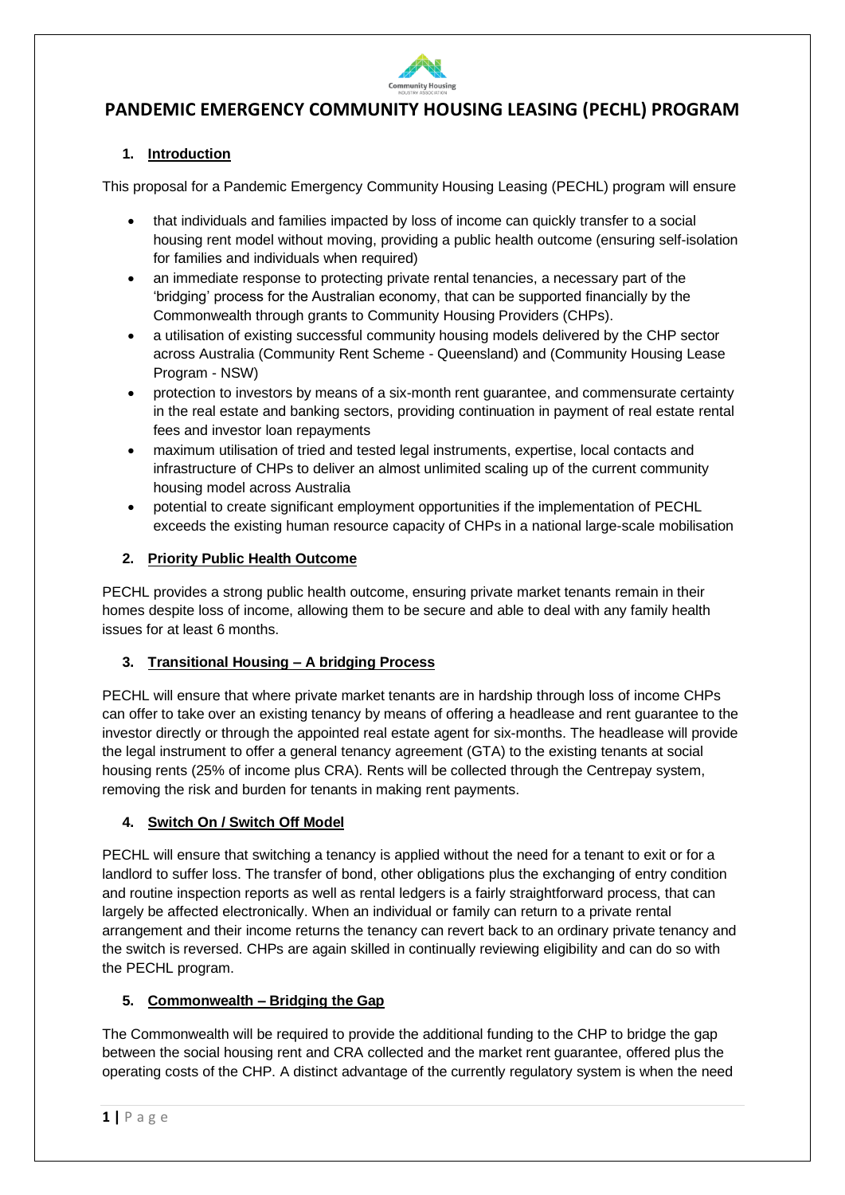# PANDEMIC EMERGENCY COMMUNITY HOUSING LEASING (PECHL) PROGRAM

## 1. Introduction

This proposal for a Pandemic Emergency Community Housing Leasing (PECHL) program will ensure

- that individuals and families impacted by loss of income can quickly transfer to a social housing rent model without moving, providing a public health outcome (ensuring self-isolation for families and individuals when required)
- an immediate response to protecting private rental tenancies, a necessary part of the 'bridging' process for the Australian economy, that can be supported financially by the Commonwealth through grants to Community Housing Providers (CHPs).
- a utilisation of existing successful community housing models delivered by the CHP sector across Australia (Community Rent Scheme - Queensland) and (Community Housing Lease Program - NSW)
- protection to investors by means of a six-month rent guarantee, and commensurate certainty in the real estate and banking sectors, providing continuation in payment of real estate rental fees and investor loan repayments
- maximum utilisation of tried and tested legal instruments, expertise, local contacts and infrastructure of CHPs to deliver an almost unlimited scaling up of the current community housing model across Australia
- potential to create significant employment opportunities if the implementation of PECHL exceeds the existing human resource capacity of CHPs in a national large-scale mobilisation

## 2. Priority Public Health Outcome

PECHL provides a strong public health outcome, ensuring private market tenants remain in their homes despite loss of income, allowing them to be secure and able to deal with any family health issues for at least 6 months.

## 3. Transitional Housing – A bridging Process

PECHL will ensure that where private market tenants are in hardship through loss of income CHPs can offer to take over an existing tenancy by means of offering a headlease and rent guarantee to the investor directly or through the appointed real estate agent for six-months. The headlease will provide the legal instrument to offer a general tenancy agreement (GTA) to the existing tenants at social housing rents (25% of income plus CRA). Rents will be collected through the Centrepay system, removing the risk and burden for tenants in making rent payments.

## 4. Switch On / Switch Off Model

PECHL will ensure that switching a tenancy is applied without the need for a tenant to exit or for a landlord to suffer loss. The transfer of bond, other obligations plus the exchanging of entry condition and routine inspection reports as well as rental ledgers is a fairly straightforward process, that can largely be affected electronically. When an individual or family can return to a private rental arrangement and their income returns the tenancy can revert back to an ordinary private tenancy and the switch is reversed. CHPs are again skilled in continually reviewing eligibility and can do so with the PECHL program.

## 5. Commonwealth – Bridging the Gap

The Commonwealth will be required to provide the additional funding to the CHP to bridge the gap between the social housing rent and CRA collected and the market rent guarantee, offered plus the operating costs of the CHP. A distinct advantage of the currently regulatory system is when the need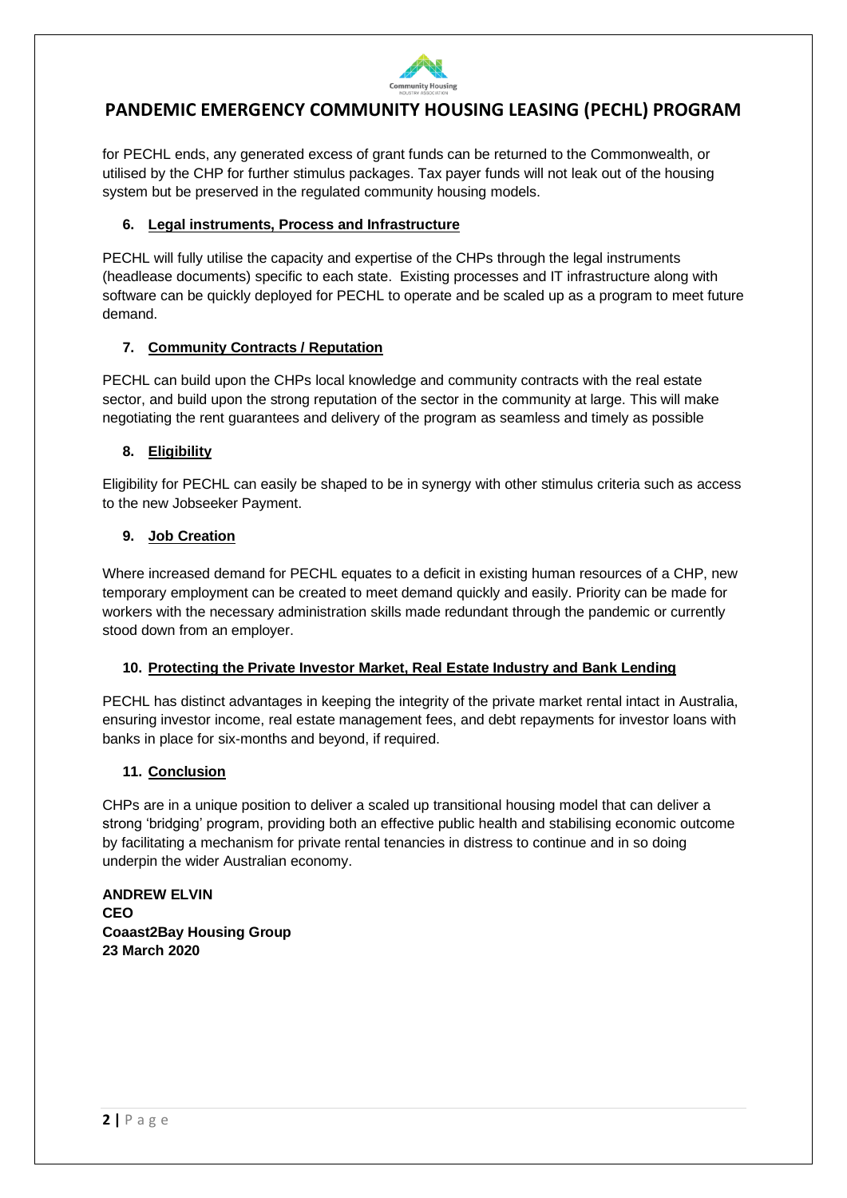for PECHL ends, any generated excess of grant funds can be returned to the Commonwealth, or utilised by the CHP for further stimulus packages. Tax payer funds will not leak out of the housing system but be preserved in the regulated community housing models.

## 6. Legal instruments, Process and Infrastructure

PECHL will fully utilise the capacity and expertise of the CHPs through the legal instruments (headlease documents) specific to each state. Existing processes and IT infrastructure along with software can be quickly deployed for PECHL to operate and be scaled up as a program to meet future demand.

## 7. Community Contracts / Reputation

PECHL can build upon the CHPs local knowledge and community contracts with the real estate sector, and build upon the strong reputation of the sector in the community at large. This will make negotiating the rent guarantees and delivery of the program as seamless and timely as possible

## 8. Eligibility

Eligibility for PECHL can easily be shaped to be in synergy with other stimulus criteria such as access to the new Jobseeker Payment.

## 9. Job Creation

Where increased demand for PECHL equates to a deficit in existing human resources of a CHP, new temporary employment can be created to meet demand quickly and easily. Priority can be made for workers with the necessary administration skills made redundant through the pandemic or currently stood down from an employer.

## 10. Protecting the Private Investor Market, Real Estate Industry and Bank Lending

PECHL has distinct advantages in keeping the integrity of the private market rental intact in Australia, ensuring investor income, real estate management fees, and debt repayments for investor loans with banks in place for six-months and beyond, if required.

## 11. Conclusion

CHPs are in a unique position to deliver a scaled up transitional housing model that can deliver a strong 'bridging' program, providing both an effective public health and stabilising economic outcome by facilitating a mechanism for private rental tenancies in distress to continue and in so doing underpin the wider Australian economy.

**ANDREW ELVIN**
**CEO**
**Coaast2Bay Housing Group**
**23 March 2020**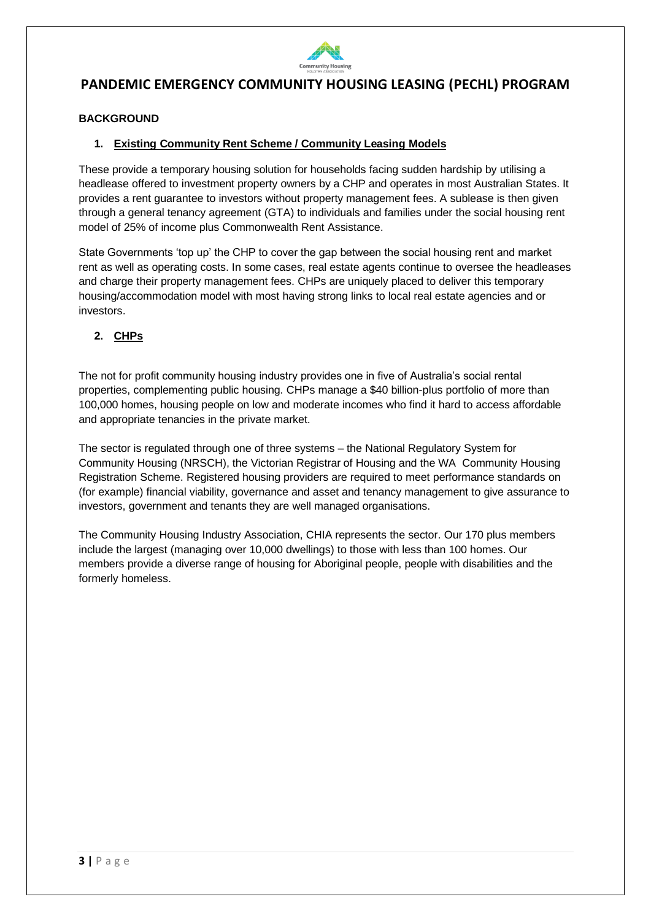# PANDEMIC EMERGENCY COMMUNITY HOUSING LEASING (PECHL) PROGRAM

## BACKGROUND

### 1. Existing Community Rent Scheme / Community Leasing Models

These provide a temporary housing solution for households facing sudden hardship by utilising a headlease offered to investment property owners by a CHP and operates in most Australian States. It provides a rent guarantee to investors without property management fees. A sublease is then given through a general tenancy agreement (GTA) to individuals and families under the social housing rent model of 25% of income plus Commonwealth Rent Assistance.

State Governments 'top up' the CHP to cover the gap between the social housing rent and market rent as well as operating costs. In some cases, real estate agents continue to oversee the headleases and charge their property management fees. CHPs are uniquely placed to deliver this temporary housing/accommodation model with most having strong links to local real estate agencies and or investors.

### 2. CHPs

The not for profit community housing industry provides one in five of Australia's social rental properties, complementing public housing. CHPs manage a $40 billion-plus portfolio of more than 100,000 homes, housing people on low and moderate incomes who find it hard to access affordable and appropriate tenancies in the private market.

The sector is regulated through one of three systems – the National Regulatory System for Community Housing (NRSCH), the Victorian Registrar of Housing and the WA Community Housing Registration Scheme. Registered housing providers are required to meet performance standards on (for example) financial viability, governance and asset and tenancy management to give assurance to investors, government and tenants they are well managed organisations.

The Community Housing Industry Association, CHIA represents the sector. Our 170 plus members include the largest (managing over 10,000 dwellings) to those with less than 100 homes. Our members provide a diverse range of housing for Aboriginal people, people with disabilities and the formerly homeless.